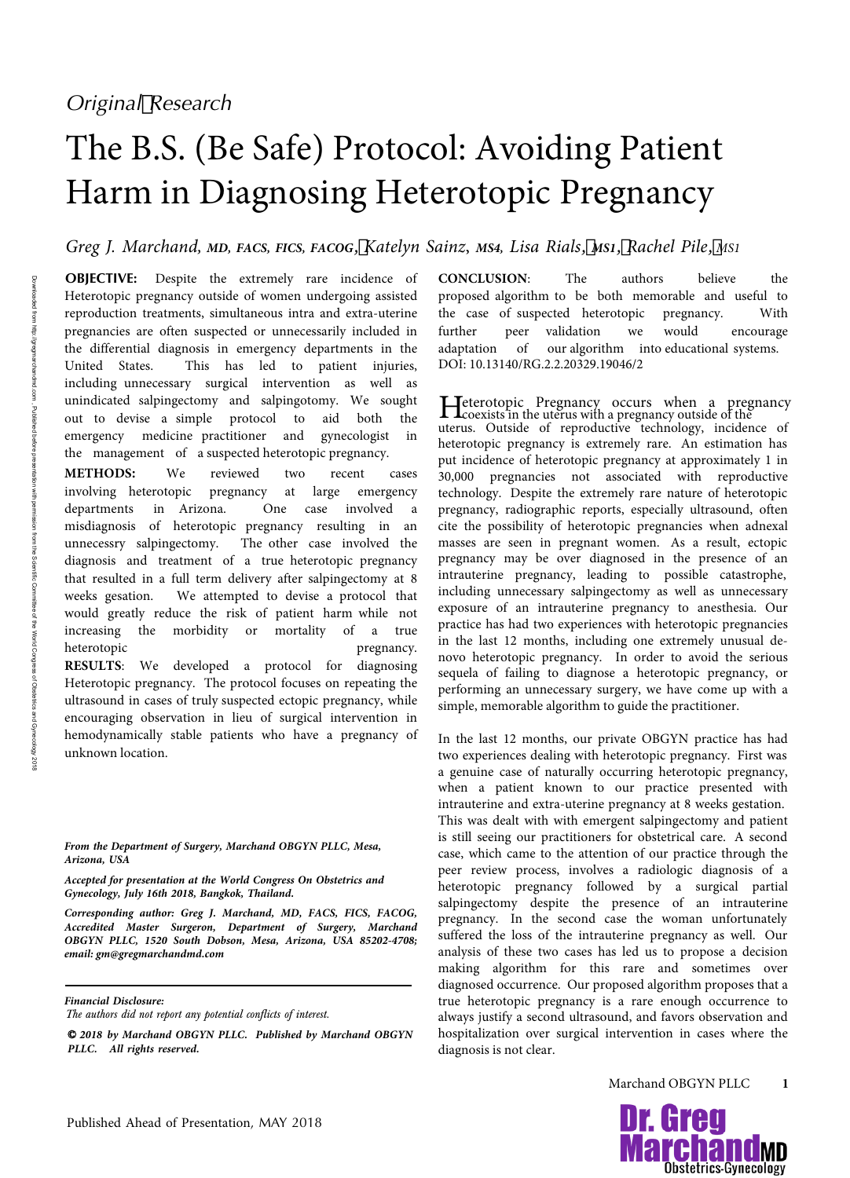*Original Research*

# The B.S. (Be Safe) Protocol: Avoiding Patient Harm in Diagnosing Heterotopic Pregnancy

*Greg J. Marchand, MD, FACS, FICS, FACOG, Katelyn Sainz, MS4, Lisa Rials, MS1, Rachel Pile, MS1*

**OBJECTIVE:** Despite the extremely rare incidence of Heterotopic pregnancy outside of women undergoing assisted reproduction treatments, simultaneous intra and extra-uterine pregnancies are often suspected or unnecessarily included in the differential diagnosis in emergency departments in the United States. This has led to patient injuries, including unnecessary surgical intervention as well as unindicated salpingectomy and salpingotomy. We sought out to devise a simple protocol to aid both the emergency medicine practitioner and gynecologist in the management of a suspected heterotopic pregnancy.

**METHODS:** We reviewed two recent cases involving heterotopic pregnancy at large emergency departments in Arizona. One case involved a misdiagnosis of heterotopic pregnancy resulting in an unnecessry salpingectomy. The other case involved the diagnosis and treatment of a true heterotopic pregnancy that resulted in a full term delivery after salpingectomy at 8 weeks gesation. We attempted to devise a protocol that would greatly reduce the risk of patient harm while not increasing the morbidity or mortality of a true heterotopic pregnancy.

**RESULTS**: We developed a protocol for diagnosing Heterotopic pregnancy. The protocol focuses on repeating the ultrasound in cases of truly suspected ectopic pregnancy, while encouraging observation in lieu of surgical intervention in hemodynamically stable patients who have a pregnancy of unknown location.

**CONCLUSION**: The authors believe the proposed algorithm to be both memorable and useful to the case of suspected heterotopic pregnancy. With further peer validation we would encourage adaptation of our algorithm into educational systems. DOI: 10.13140/RG.2.2.20329.19046/2

*From the Department of Surgery, Marchand OBGYN PLLC, Mesa, Arizona, USA*

*Accepted for presentation at the World Congress On Obstetrics and Gynecology, July 16th 2018, Bangkok, Thailand.*

*Corresponding author: Greg J. Marchand, MD, FACS, FICS, FACOG, Accredited Master Surgeron, Department of Surgery, Marchand OBGYN PLLC, 1520 South Dobson, Mesa, Arizona, USA 85202-4708; email: gm@gregmarchandmd.com*

*Financial Disclosure:*
*The authors did not report any potential conflicts of interest.*

*© 2018 by Marchand OBGYN PLLC. Published by Marchand OBGYN PLLC. All rights reserved.*

Heterotopic Pregnancy occurs when a pregnancy coexists in the uterus with a pregnancy outside of the uterus. Outside of reproductive technology, incidence of heterotopic pregnancy is extremely rare. An estimation has put incidence of heterotopic pregnancy at approximately 1 in 30,000 pregnancies not associated with reproductive technology. Despite the extremely rare nature of heterotopic pregnancy, radiographic reports, especially ultrasound, often cite the possibility of heterotopic pregnancies when adnexal masses are seen in pregnant women. As a result, ectopic pregnancy may be over diagnosed in the presence of an intrauterine pregnancy, leading to possible catastrophe, including unnecessary salpingectomy as well as unnecessary exposure of an intrauterine pregnancy to anesthesia. Our practice has had two experiences with heterotopic pregnancies in the last 12 months, including one extremely unusual de-novo heterotopic pregnancy. In order to avoid the serious sequela of failing to diagnose a heterotopic pregnancy, or performing an unnecessary surgery, we have come up with a simple, memorable algorithm to guide the practitioner.

In the last 12 months, our private OBGYN practice has had two experiences dealing with heterotopic pregnancy. First was a genuine case of naturally occurring heterotopic pregnancy, when a patient known to our practice presented with intrauterine and extra-uterine pregnancy at 8 weeks gestation. This was dealt with with emergent salpingectomy and patient is still seeing our practitioners for obstetrical care. A second case, which came to the attention of our practice through the peer review process, involves a radiologic diagnosis of a heterotopic pregnancy followed by a surgical partial salpingectomy despite the presence of an intrauterine pregnancy. In the second case the woman unfortunately suffered the loss of the intrauterine pregnancy as well. Our analysis of these two cases has led us to propose a decision making algorithm for this rare and sometimes over diagnosed occurrence. Our proposed algorithm proposes that a true heterotopic pregnancy is a rare enough occurrence to always justify a second ultrasound, and favors observation and hospitalization over surgical intervention in cases where the diagnosis is not clear.

Published Ahead of Presentation, MAY 2018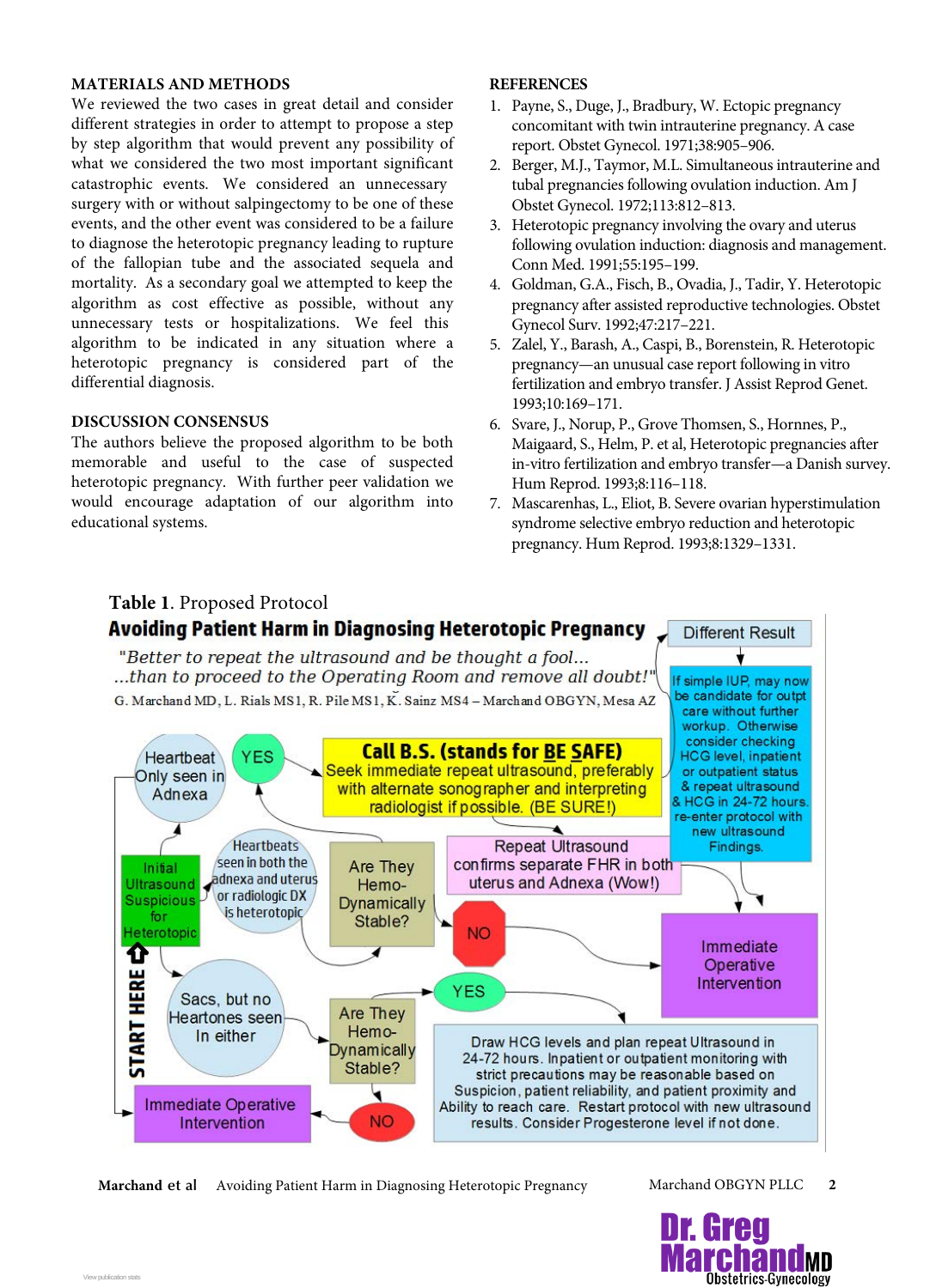## MATERIALS AND METHODS

We reviewed the two cases in great detail and consider different strategies in order to attempt to propose a step by step algorithm that would prevent any possibility of what we considered the two most important significant catastrophic events. We considered an unnecessary surgery with or without salpingectomy to be one of these events, and the other event was considered to be a failure to diagnose the heterotopic pregnancy leading to rupture of the fallopian tube and the associated sequela and mortality. As a secondary goal we attempted to keep the algorithm as cost effective as possible, without any unnecessary tests or hospitalizations. We feel this algorithm to be indicated in any situation where a heterotopic pregnancy is considered part of the differential diagnosis.

## DISCUSSION CONSENSUS

The authors believe the proposed algorithm to be both memorable and useful to the case of suspected heterotopic pregnancy. With further peer validation we would encourage adaptation of our algorithm into educational systems.

## REFERENCES

1. Payne, S., Duge, J., Bradbury, W. Ectopic pregnancy concomitant with twin intrauterine pregnancy. A case report. Obstet Gynecol. 1971;38:905–906.
2. Berger, M.J., Taymor, M.L. Simultaneous intrauterine and tubal pregnancies following ovulation induction. Am J Obstet Gynecol. 1972;113:812–813.
3. Heterotopic pregnancy involving the ovary and uterus following ovulation induction: diagnosis and management. Conn Med. 1991;55:195–199.
4. Goldman, G.A., Fisch, B., Ovadia, J., Tadir, Y. Heterotopic pregnancy after assisted reproductive technologies. Obstet Gynecol Surv. 1992;47:217–221.
5. Zalel, Y., Barash, A., Caspi, B., Borenstein, R. Heterotopic pregnancy—an unusual case report following in vitro fertilization and embryo transfer. J Assist Reprod Genet. 1993;10:169–171.
6. Svare, J., Norup, P., Grove Thomsen, S., Hornnes, P., Maigaard, S., Helm, P. et al, Heterotopic pregnancies after in-vitro fertilization and embryo transfer—a Danish survey. Hum Reprod. 1993;8:116–118.
7. Mascarenhas, L., Eliot, B. Severe ovarian hyperstimulation syndrome selective embryo reduction and heterotopic pregnancy. Hum Reprod. 1993;8:1329–1331.

**Table 1.** Proposed Protocol

**Avoiding Patient Harm in Diagnosing Heterotopic Pregnancy**

*"Better to repeat the ultrasound and be thought a fool…*
*…than to proceed to the Operating Room and remove all doubt!"*

G. Marchand MD, L. Rials MS1, R. Pile MS1, K. Sainz MS4 – Marchand OBGYN, Mesa AZ

START HERE

Initial Ultrasound Suspicious for Heterotopic

Heartbeat Only seen in Adnexa

YES

**Call B.S. (stands for BE SAFE)**
Seek immediate repeat ultrasound, preferably with alternate sonographer and interpreting radiologist if possible. (BE SURE!)

Different Result

If simple IUP, may now be candidate for outpt care without further workup. Otherwise consider checking HCG level, inpatient or outpatient status & repeat ultrasound & HCG in 24-72 hours. re-enter protocol with new ultrasound Findings.

Heartbeats seen in both the adnexa and uterus or radiologic DX is heterotopic

Are They Hemo-Dynamically Stable?

Repeat Ultrasound confirms separate FHR in both uterus and Adnexa (Wow!)

NO

Immediate Operative Intervention

Sacs, but no Heartones seen In either

Are They Hemo-Dynamically Stable?

YES

Draw HCG levels and plan repeat Ultrasound in 24-72 hours. Inpatient or outpatient monitoring with strict precautions may be reasonable based on Suspicion, patient reliability, and patient proximity and Ability to reach care. Restart protocol with new ultrasound results. Consider Progesterone level if not done.

NO

Immediate Operative Intervention